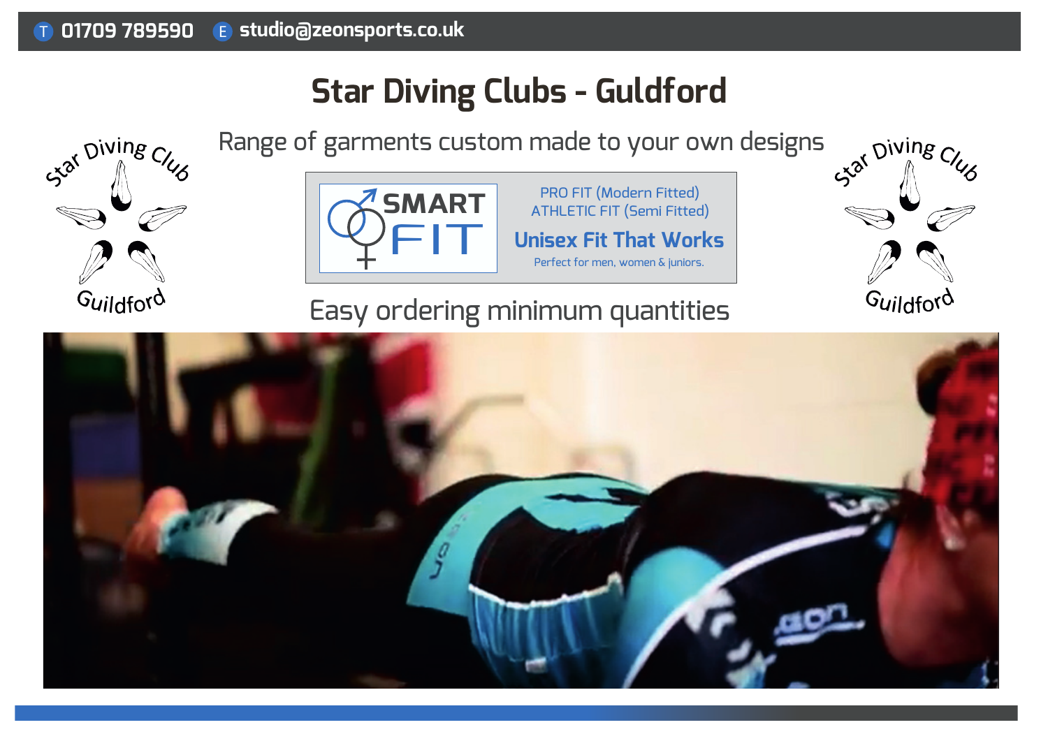T 01709 789590 E studio@zeonsports.co.uk

# Star Diving Clubs - Guldford

Range of garments custom made to your own designs

SMART FIT

PRO FIT (Modern Fitted)
ATHLETIC FIT (Semi Fitted)

**Unisex Fit That Works**

Perfect for men, women & juniors.

Easy ordering minimum quantities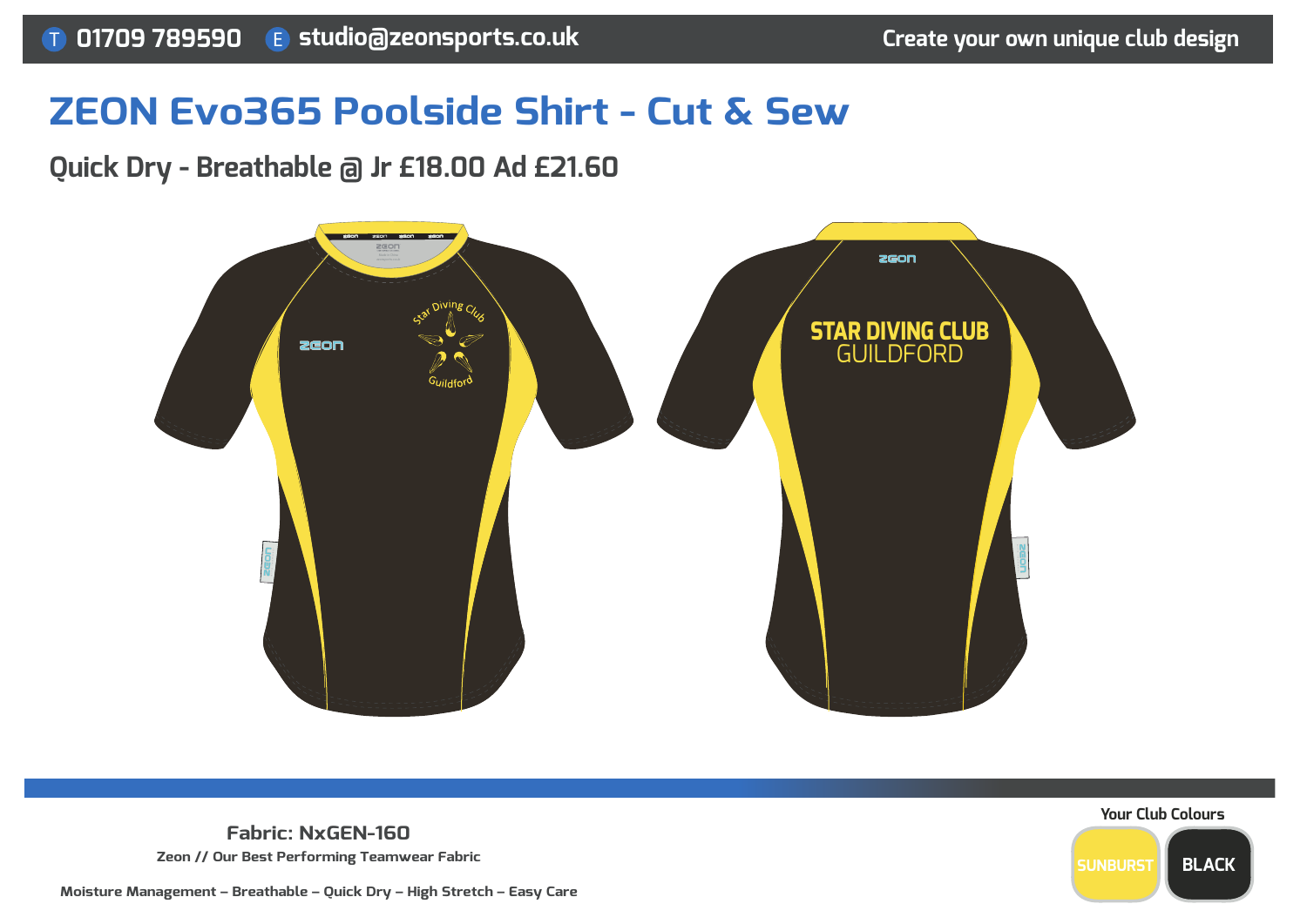T 01709 789590 E studio@zeonsports.co.uk Create your own unique club design

# ZEON Evo365 Poolside Shirt - Cut & Sew

## Quick Dry - Breathable @ Jr £18.00 Ad £21.60

**Fabric: NxGEN-160**

**Zeon // Our Best Performing Teamwear Fabric**

**Moisture Management – Breathable – Quick Dry – High Stretch – Easy Care**

Your Club Colours

SUNBURST BLACK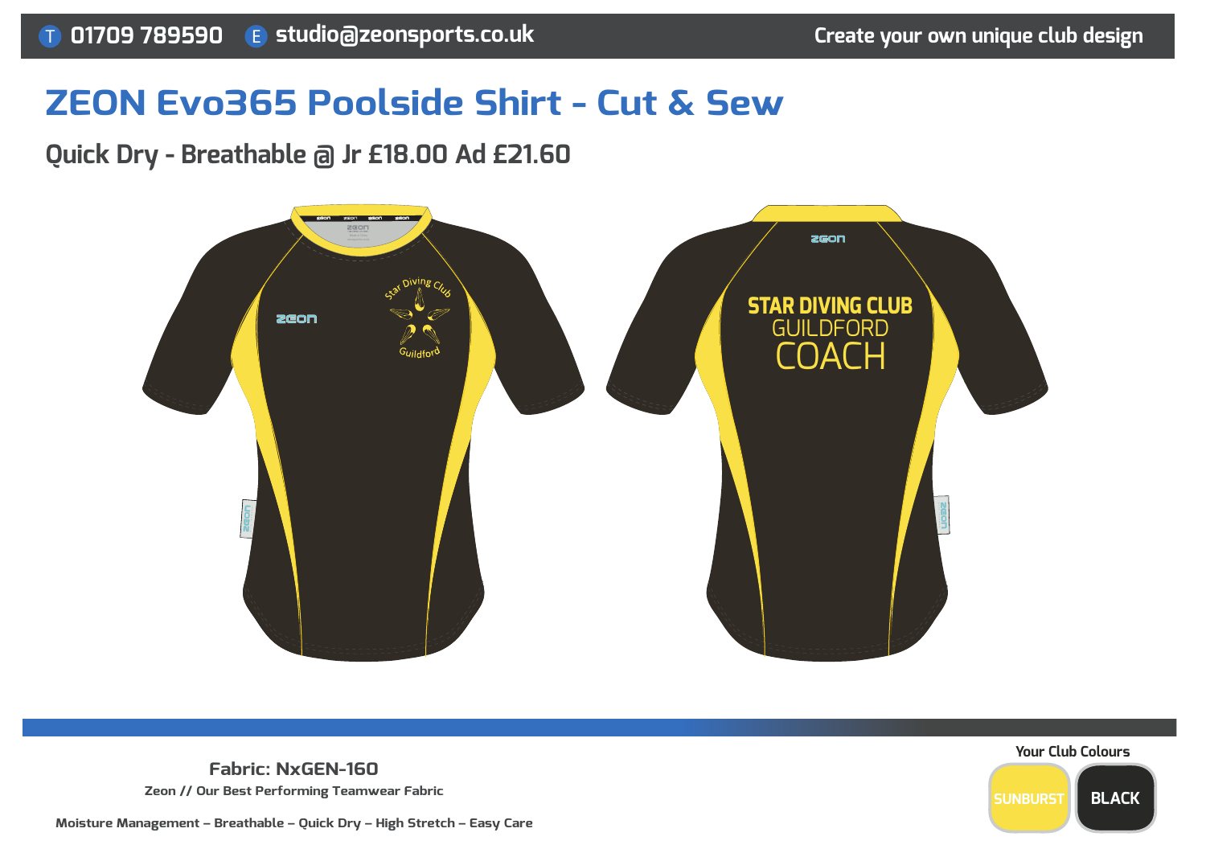T 01709 789590 E studio@zeonsports.co.uk

Create your own unique club design

# ZEON Evo365 Poolside Shirt - Cut & Sew

## Quick Dry - Breathable @ Jr £18.00 Ad £21.60

STAR DIVING CLUB
GUILDFORD
COACH

**Fabric: NxGEN-160**

**Zeon // Our Best Performing Teamwear Fabric**

**Moisture Management – Breathable – Quick Dry – High Stretch – Easy Care**

Your Club Colours

SUNBURST BLACK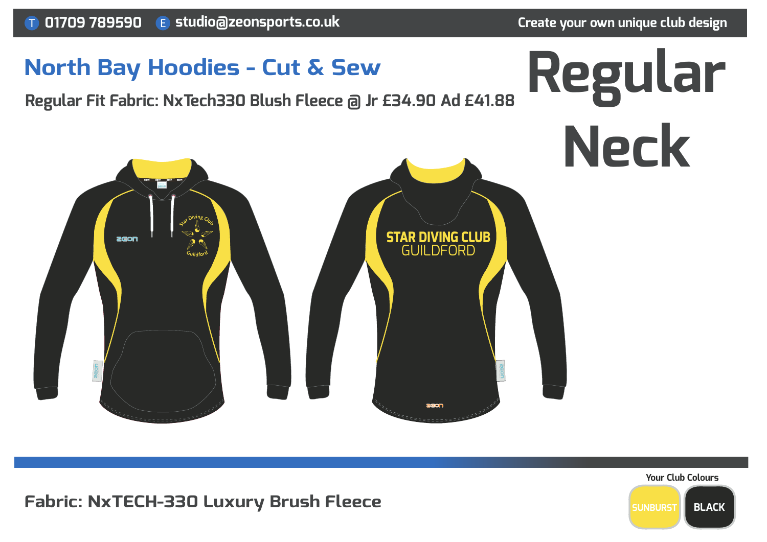T 01709 789590 E studio@zeonsports.co.uk

Create your own unique club design

## North Bay Hoodies - Cut & Sew

**Regular Fit Fabric: NxTech330 Blush Fleece @ Jr £34.90 Ad £41.88**

# Regular Neck

STAR DIVING CLUB
GUILDFORD

**Fabric: NxTECH-330 Luxury Brush Fleece**

Your Club Colours

SUNBURST BLACK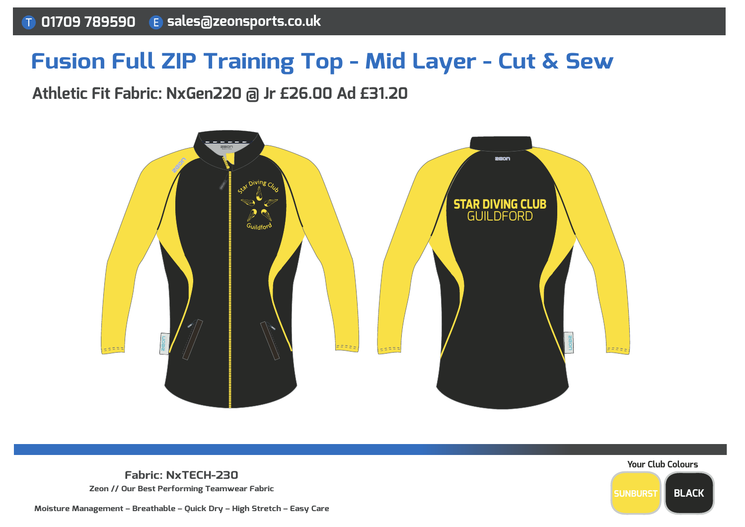T 01709 789590 E sales@zeonsports.co.uk

# Fusion Full ZIP Training Top - Mid Layer - Cut & Sew

## Athletic Fit Fabric: NxGen220 @ Jr £26.00 Ad £31.20

**Fabric: NxTECH-230**

**Zeon // Our Best Performing Teamwear Fabric**

**Moisture Management – Breathable – Quick Dry – High Stretch – Easy Care**

**Your Club Colours**

SUNBURST | BLACK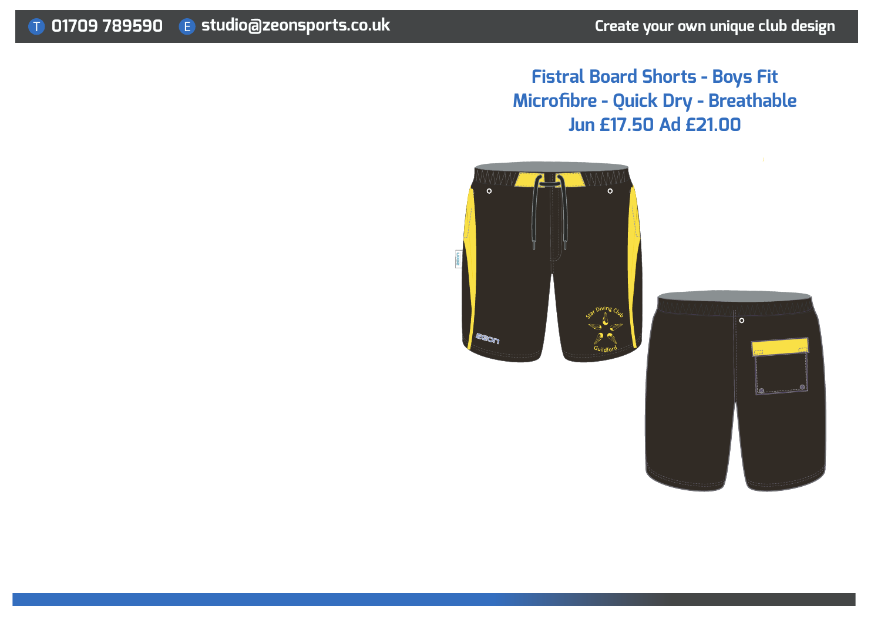T 01709 789590 E studio@zeonsports.co.uk

Create your own unique club design

## Fistral Board Shorts - Boys Fit
## Microfibre - Quick Dry - Breathable
## Jun £17.50 Ad £21.00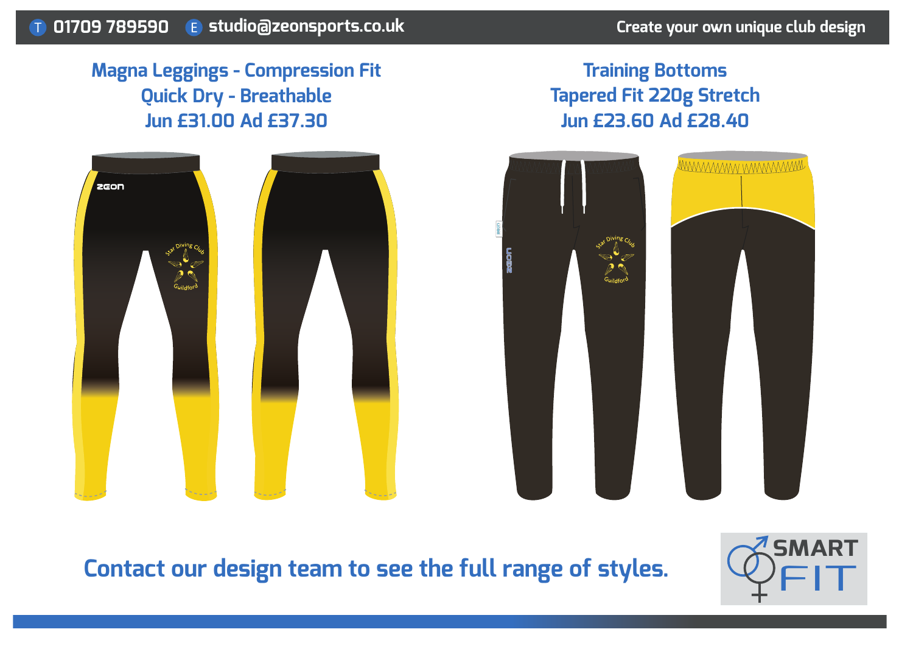T 01709 789590 E studio@zeonsports.co.uk

Create your own unique club design

## Magna Leggings - Compression Fit
## Quick Dry - Breathable
## Jun £31.00 Ad £37.30

## Training Bottoms
## Tapered Fit 220g Stretch
## Jun £23.60 Ad £28.40

**Contact our design team to see the full range of styles.**

SMART FIT